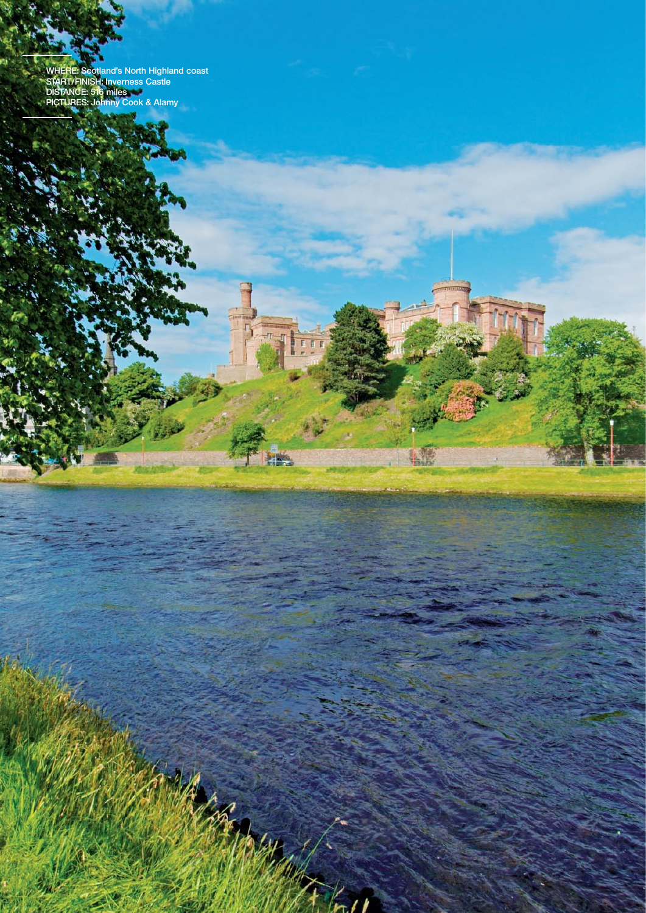WHERE: Scotland's North Highland coast
START/FINISH: Inverness Castle
DISTANCE: 516 miles
PICTURES: Johnny Cook & Alamy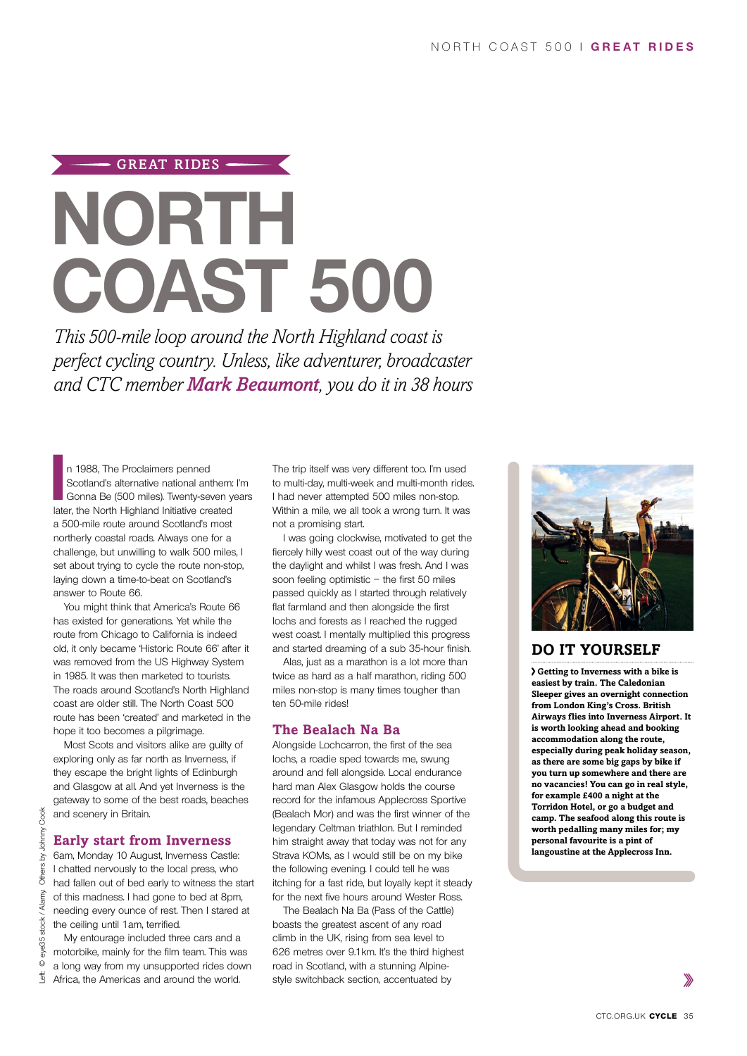GREAT RIDES

# NORTH COAST 500

*This 500-mile loop around the North Highland coast is perfect cycling country. Unless, like adventurer, broadcaster and CTC member **Mark Beaumont**, you do it in 38 hours*

In 1988, The Proclaimers penned Scotland's alternative national anthem: I'm Gonna Be (500 miles). Twenty-seven years later, the North Highland Initiative created a 500-mile route around Scotland's most northerly coastal roads. Always one for a challenge, but unwilling to walk 500 miles, I set about trying to cycle the route non-stop, laying down a time-to-beat on Scotland's answer to Route 66.

You might think that America's Route 66 has existed for generations. Yet while the route from Chicago to California is indeed old, it only became 'Historic Route 66' after it was removed from the US Highway System in 1985. It was then marketed to tourists. The roads around Scotland's North Highland coast are older still. The North Coast 500 route has been 'created' and marketed in the hope it too becomes a pilgrimage.

Most Scots and visitors alike are guilty of exploring only as far north as Inverness, if they escape the bright lights of Edinburgh and Glasgow at all. And yet Inverness is the gateway to some of the best roads, beaches and scenery in Britain.

## Early start from Inverness

6am, Monday 10 August, Inverness Castle: I chatted nervously to the local press, who had fallen out of bed early to witness the start of this madness. I had gone to bed at 8pm, needing every ounce of rest. Then I stared at the ceiling until 1am, terrified.

My entourage included three cars and a motorbike, mainly for the film team. This was a long way from my unsupported rides down Africa, the Americas and around the world.

The trip itself was very different too. I'm used to multi-day, multi-week and multi-month rides. I had never attempted 500 miles non-stop. Within a mile, we all took a wrong turn. It was not a promising start.

I was going clockwise, motivated to get the fiercely hilly west coast out of the way during the daylight and whilst I was fresh. And I was soon feeling optimistic – the first 50 miles passed quickly as I started through relatively flat farmland and then alongside the first lochs and forests as I reached the rugged west coast. I mentally multiplied this progress and started dreaming of a sub 35-hour finish.

Alas, just as a marathon is a lot more than twice as hard as a half marathon, riding 500 miles non-stop is many times tougher than ten 50-mile rides!

## The Bealach Na Ba

Alongside Lochcarron, the first of the sea lochs, a roadie sped towards me, swung around and fell alongside. Local endurance hard man Alex Glasgow holds the course record for the infamous Applecross Sportive (Bealach Mor) and was the first winner of the legendary Celtman triathlon. But I reminded him straight away that today was not for any Strava KOMs, as I would still be on my bike the following evening. I could tell he was itching for a fast ride, but loyally kept it steady for the next five hours around Wester Ross.

The Bealach Na Ba (Pass of the Cattle) boasts the greatest ascent of any road climb in the UK, rising from sea level to 626 metres over 9.1km. It's the third highest road in Scotland, with a stunning Alpine-style switchback section, accentuated by

## DO IT YOURSELF

**› Getting to Inverness with a bike is easiest by train. The Caledonian Sleeper gives an overnight connection from London King's Cross. British Airways flies into Inverness Airport. It is worth looking ahead and booking accommodation along the route, especially during peak holiday season, as there are some big gaps by bike if you turn up somewhere and there are no vacancies! You can go in real style, for example £400 a night at the Torridon Hotel, or go a budget and camp. The seafood along this route is worth pedalling many miles for; my personal favourite is a pint of langoustine at the Applecross Inn.**

Left: © eye35 stock / Alamy. Others by Johnny Cook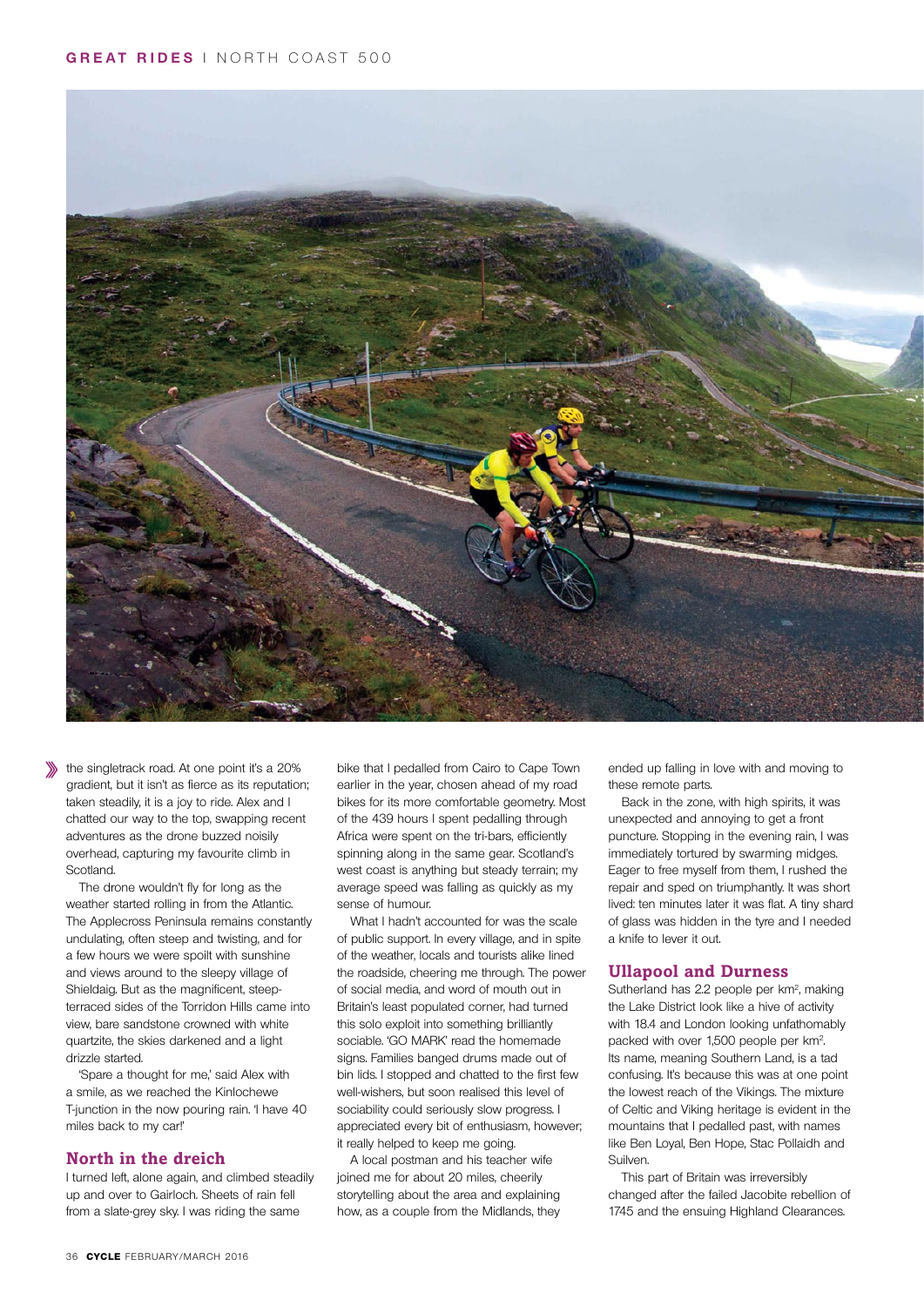the singletrack road. At one point it's a 20% gradient, but it isn't as fierce as its reputation; taken steadily, it is a joy to ride. Alex and I chatted our way to the top, swapping recent adventures as the drone buzzed noisily overhead, capturing my favourite climb in Scotland.

The drone wouldn't fly for long as the weather started rolling in from the Atlantic. The Applecross Peninsula remains constantly undulating, often steep and twisting, and for a few hours we were spoilt with sunshine and views around to the sleepy village of Shieldaig. But as the magnificent, steep-terraced sides of the Torridon Hills came into view, bare sandstone crowned with white quartzite, the skies darkened and a light drizzle started.

'Spare a thought for me,' said Alex with a smile, as we reached the Kinlochewe T-junction in the now pouring rain. 'I have 40 miles back to my car!'

## North in the dreich

I turned left, alone again, and climbed steadily up and over to Gairloch. Sheets of rain fell from a slate-grey sky. I was riding the same bike that I pedalled from Cairo to Cape Town earlier in the year, chosen ahead of my road bikes for its more comfortable geometry. Most of the 439 hours I spent pedalling through Africa were spent on the tri-bars, efficiently spinning along in the same gear. Scotland's west coast is anything but steady terrain; my average speed was falling as quickly as my sense of humour.

What I hadn't accounted for was the scale of public support. In every village, and in spite of the weather, locals and tourists alike lined the roadside, cheering me through. The power of social media, and word of mouth out in Britain's least populated corner, had turned this solo exploit into something brilliantly sociable. 'GO MARK' read the homemade signs. Families banged drums made out of bin lids. I stopped and chatted to the first few well-wishers, but soon realised this level of sociability could seriously slow progress. I appreciated every bit of enthusiasm, however; it really helped to keep me going.

A local postman and his teacher wife joined me for about 20 miles, cheerily storytelling about the area and explaining how, as a couple from the Midlands, they ended up falling in love with and moving to these remote parts.

Back in the zone, with high spirits, it was unexpected and annoying to get a front puncture. Stopping in the evening rain, I was immediately tortured by swarming midges. Eager to free myself from them, I rushed the repair and sped on triumphantly. It was short lived: ten minutes later it was flat. A tiny shard of glass was hidden in the tyre and I needed a knife to lever it out.

## Ullapool and Durness

Sutherland has 2.2 people per km$^2$, making the Lake District look like a hive of activity with 18.4 and London looking unfathomably packed with over 1,500 people per km$^2$. Its name, meaning Southern Land, is a tad confusing. It's because this was at one point the lowest reach of the Vikings. The mixture of Celtic and Viking heritage is evident in the mountains that I pedalled past, with names like Ben Loyal, Ben Hope, Stac Pollaidh and Suilven.

This part of Britain was irreversibly changed after the failed Jacobite rebellion of 1745 and the ensuing Highland Clearances.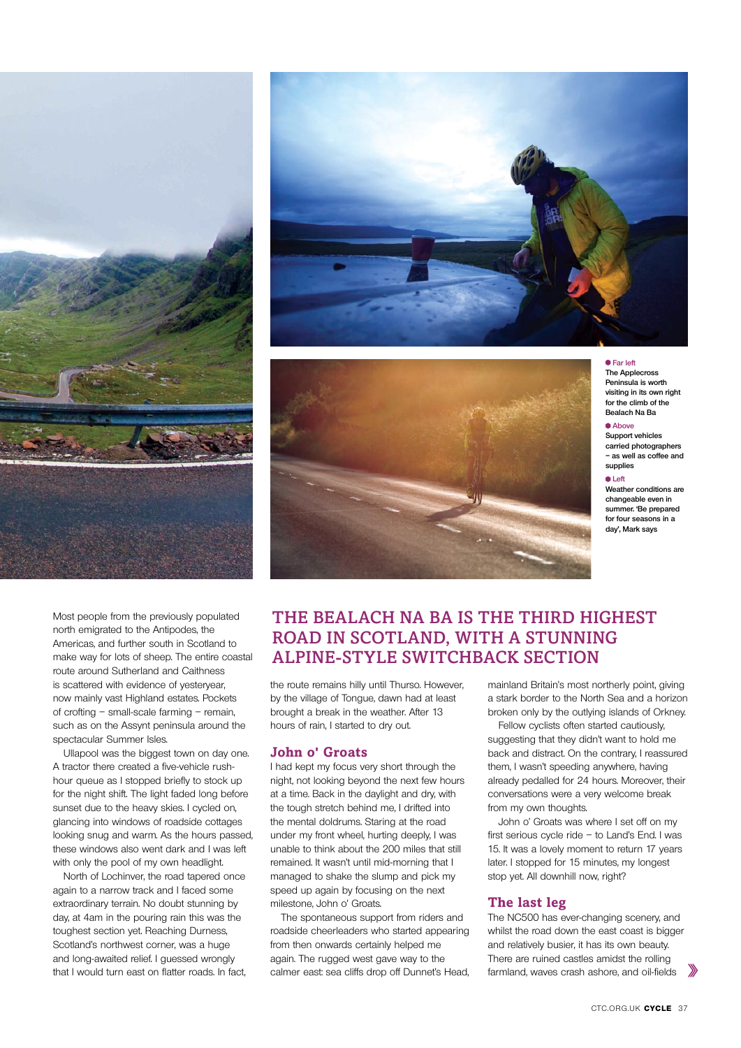**Far left**
The Applecross Peninsula is worth visiting in its own right for the climb of the Bealach Na Ba

**Above**
Support vehicles carried photographers – as well as coffee and supplies

**Left**
Weather conditions are changeable even in summer. 'Be prepared for four seasons in a day', Mark says

## THE BEALACH NA BA IS THE THIRD HIGHEST ROAD IN SCOTLAND, WITH A STUNNING ALPINE-STYLE SWITCHBACK SECTION

Most people from the previously populated north emigrated to the Antipodes, the Americas, and further south in Scotland to make way for lots of sheep. The entire coastal route around Sutherland and Caithness is scattered with evidence of yesteryear, now mainly vast Highland estates. Pockets of crofting – small-scale farming – remain, such as on the Assynt peninsula around the spectacular Summer Isles.

Ullapool was the biggest town on day one. A tractor there created a five-vehicle rush-hour queue as I stopped briefly to stock up for the night shift. The light faded long before sunset due to the heavy skies. I cycled on, glancing into windows of roadside cottages looking snug and warm. As the hours passed, these windows also went dark and I was left with only the pool of my own headlight.

North of Lochinver, the road tapered once again to a narrow track and I faced some extraordinary terrain. No doubt stunning by day, at 4am in the pouring rain this was the toughest section yet. Reaching Durness, Scotland's northwest corner, was a huge and long-awaited relief. I guessed wrongly that I would turn east on flatter roads. In fact, the route remains hilly until Thurso. However, by the village of Tongue, dawn had at least brought a break in the weather. After 13 hours of rain, I started to dry out.

### John o' Groats

I had kept my focus very short through the night, not looking beyond the next few hours at a time. Back in the daylight and dry, with the tough stretch behind me, I drifted into the mental doldrums. Staring at the road under my front wheel, hurting deeply, I was unable to think about the 200 miles that still remained. It wasn't until mid-morning that I managed to shake the slump and pick my speed up again by focusing on the next milestone, John o' Groats.

The spontaneous support from riders and roadside cheerleaders who started appearing from then onwards certainly helped me again. The rugged west gave way to the calmer east: sea cliffs drop off Dunnet's Head, mainland Britain's most northerly point, giving a stark border to the North Sea and a horizon broken only by the outlying islands of Orkney.

Fellow cyclists often started cautiously, suggesting that they didn't want to hold me back and distract. On the contrary, I reassured them, I wasn't speeding anywhere, having already pedalled for 24 hours. Moreover, their conversations were a very welcome break from my own thoughts.

John o' Groats was where I set off on my first serious cycle ride – to Land's End. I was 15. It was a lovely moment to return 17 years later. I stopped for 15 minutes, my longest stop yet. All downhill now, right?

### The last leg

The NC500 has ever-changing scenery, and whilst the road down the east coast is bigger and relatively busier, it has its own beauty. There are ruined castles amidst the rolling farmland, waves crash ashore, and oil-fields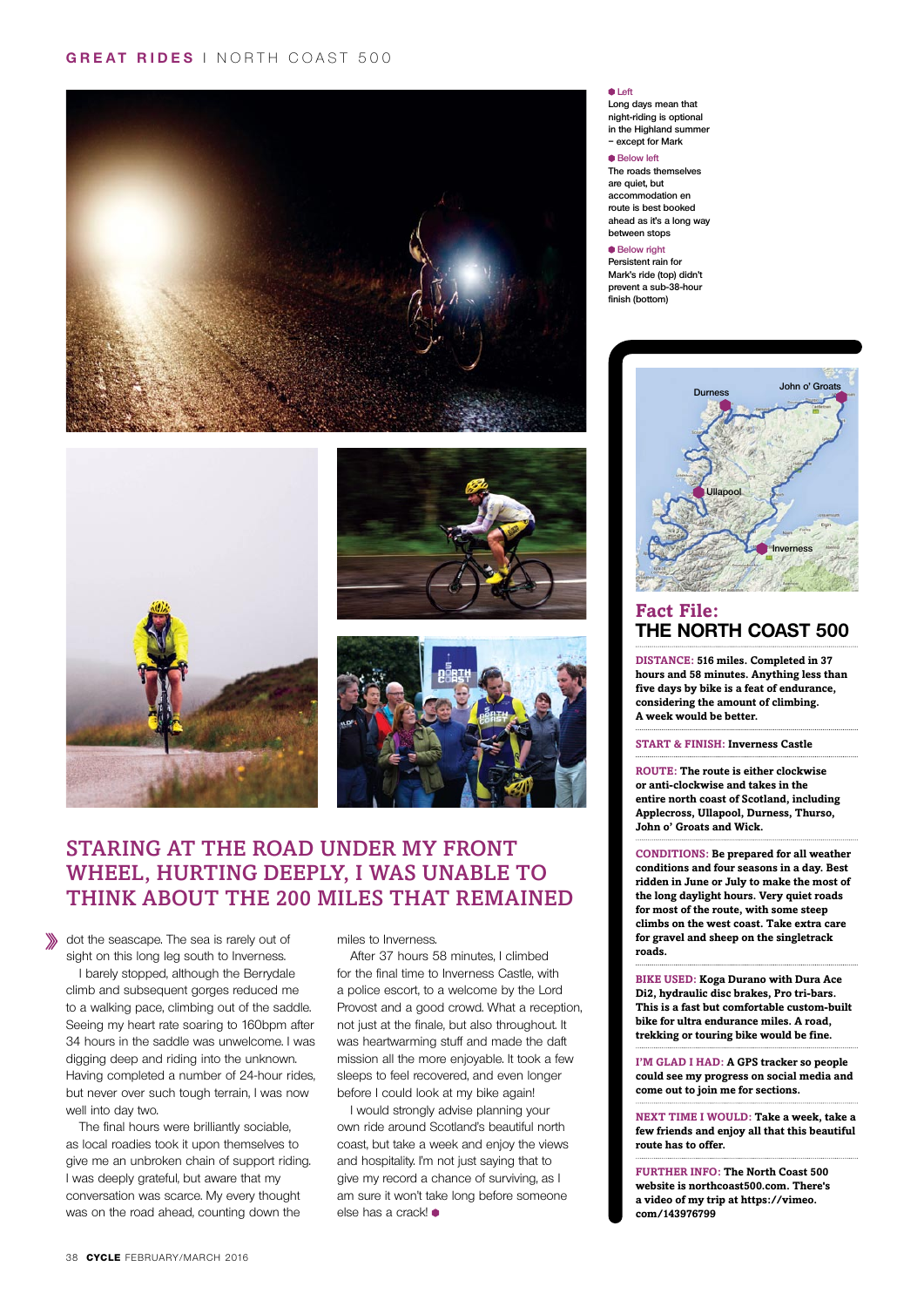● Left
Long days mean that night-riding is optional in the Highland summer – except for Mark

● Below left
The roads themselves are quiet, but accommodation en route is best booked ahead as it's a long way between stops

● Below right
Persistent rain for Mark's ride (top) didn't prevent a sub-38-hour finish (bottom)

## STARING AT THE ROAD UNDER MY FRONT WHEEL, HURTING DEEPLY, I WAS UNABLE TO THINK ABOUT THE 200 MILES THAT REMAINED

dot the seascape. The sea is rarely out of sight on this long leg south to Inverness.

I barely stopped, although the Berrydale climb and subsequent gorges reduced me to a walking pace, climbing out of the saddle. Seeing my heart rate soaring to 160bpm after 34 hours in the saddle was unwelcome. I was digging deep and riding into the unknown. Having completed a number of 24-hour rides, but never over such tough terrain, I was now well into day two.

The final hours were brilliantly sociable, as local roadies took it upon themselves to give me an unbroken chain of support riding. I was deeply grateful, but aware that my conversation was scarce. My every thought was on the road ahead, counting down the miles to Inverness.

After 37 hours 58 minutes, I climbed for the final time to Inverness Castle, with a police escort, to a welcome by the Lord Provost and a good crowd. What a reception, not just at the finale, but also throughout. It was heartwarming stuff and made the daft mission all the more enjoyable. It took a few sleeps to feel recovered, and even longer before I could look at my bike again!

I would strongly advise planning your own ride around Scotland's beautiful north coast, but take a week and enjoy the views and hospitality. I'm not just saying that to give my record a chance of surviving, as I am sure it won't take long before someone else has a crack! ●

Durness
John o' Groats
Ullapool
Inverness

## Fact File: THE NORTH COAST 500

**DISTANCE:** 516 miles. Completed in 37 hours and 58 minutes. Anything less than five days by bike is a feat of endurance, considering the amount of climbing. A week would be better.

**START & FINISH:** Inverness Castle

**ROUTE:** The route is either clockwise or anti-clockwise and takes in the entire north coast of Scotland, including Applecross, Ullapool, Durness, Thurso, John o' Groats and Wick.

**CONDITIONS:** Be prepared for all weather conditions and four seasons in a day. Best ridden in June or July to make the most of the long daylight hours. Very quiet roads for most of the route, with some steep climbs on the west coast. Take extra care for gravel and sheep on the singletrack roads.

**BIKE USED:** Koga Durano with Dura Ace Di2, hydraulic disc brakes, Pro tri-bars. This is a fast but comfortable custom-built bike for ultra endurance miles. A road, trekking or touring bike would be fine.

**I'M GLAD I HAD:** A GPS tracker so people could see my progress on social media and come out to join me for sections.

**NEXT TIME I WOULD:** Take a week, take a few friends and enjoy all that this beautiful route has to offer.

**FURTHER INFO:** The North Coast 500 website is northcoast500.com. There's a video of my trip at https://vimeo.com/143976799